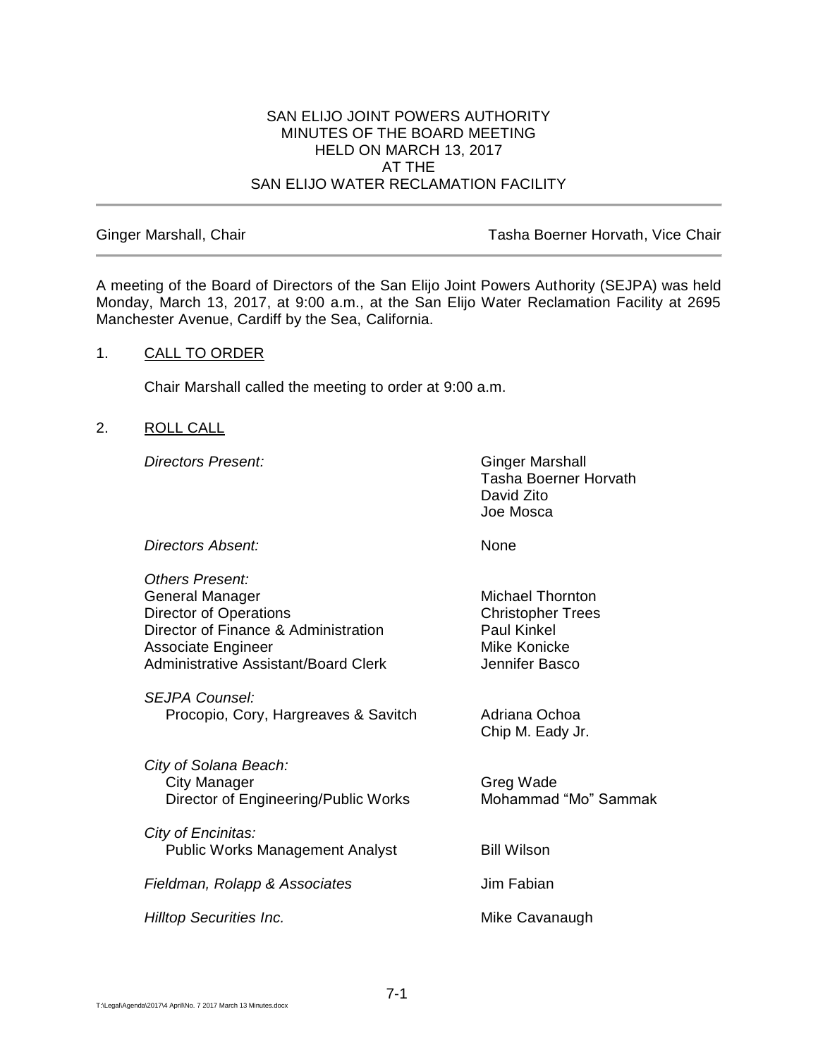SAN ELIJO JOINT POWERS AUTHORITY
MINUTES OF THE BOARD MEETING
HELD ON MARCH 13, 2017
AT THE
SAN ELIJO WATER RECLAMATION FACILITY

---

Ginger Marshall, Chair | Tasha Boerner Horvath, Vice Chair

---

A meeting of the Board of Directors of the San Elijo Joint Powers Authority (SEJPA) was held Monday, March 13, 2017, at 9:00 a.m., at the San Elijo Water Reclamation Facility at 2695 Manchester Avenue, Cardiff by the Sea, California.

1. CALL TO ORDER

   Chair Marshall called the meeting to order at 9:00 a.m.

2. ROLL CALL

*Directors Present:*
Ginger Marshall
Tasha Boerner Horvath
David Zito
Joe Mosca

*Directors Absent:* None

*Others Present:*

| | |
|---|---|
| General Manager | Michael Thornton |
| Director of Operations | Christopher Trees |
| Director of Finance & Administration | Paul Kinkel |
| Associate Engineer | Mike Konicke |
| Administrative Assistant/Board Clerk | Jennifer Basco |

*SEJPA Counsel:*

| | |
|---|---|
| Procopio, Cory, Hargreaves & Savitch | Adriana Ochoa |
| | Chip M. Eady Jr. |

*City of Solana Beach:*

| | |
|---|---|
| City Manager | Greg Wade |
| Director of Engineering/Public Works | Mohammad "Mo" Sammak |

*City of Encinitas:*

| | |
|---|---|
| Public Works Management Analyst | Bill Wilson |

*Fieldman, Rolapp & Associates* — Jim Fabian

*Hilltop Securities Inc.* — Mike Cavanaugh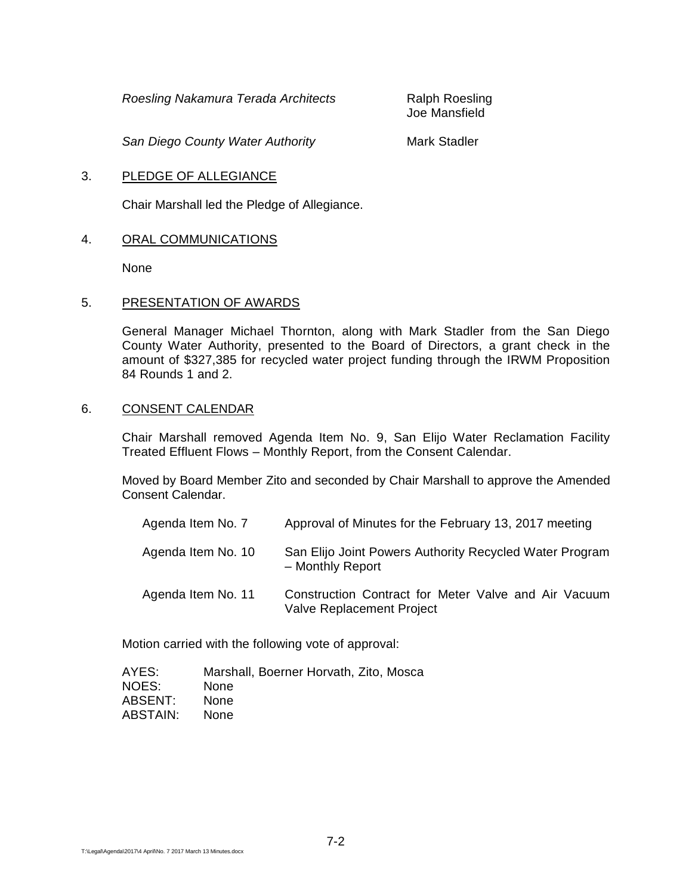| | |
|---|---|
| *Roesling Nakamura Terada Architects* | Ralph Roesling<br>Joe Mansfield |
| *San Diego County Water Authority* | Mark Stadler |

3. PLEDGE OF ALLEGIANCE

Chair Marshall led the Pledge of Allegiance.

4. ORAL COMMUNICATIONS

None

5. PRESENTATION OF AWARDS

General Manager Michael Thornton, along with Mark Stadler from the San Diego County Water Authority, presented to the Board of Directors, a grant check in the amount of $327,385 for recycled water project funding through the IRWM Proposition 84 Rounds 1 and 2.

6. CONSENT CALENDAR

Chair Marshall removed Agenda Item No. 9, San Elijo Water Reclamation Facility Treated Effluent Flows – Monthly Report, from the Consent Calendar.

Moved by Board Member Zito and seconded by Chair Marshall to approve the Amended Consent Calendar.

| | |
|---|---|
| Agenda Item No. 7 | Approval of Minutes for the February 13, 2017 meeting |
| Agenda Item No. 10 | San Elijo Joint Powers Authority Recycled Water Program – Monthly Report |
| Agenda Item No. 11 | Construction Contract for Meter Valve and Air Vacuum Valve Replacement Project |

Motion carried with the following vote of approval:

| | |
|---|---|
| AYES: | Marshall, Boerner Horvath, Zito, Mosca |
| NOES: | None |
| ABSENT: | None |
| ABSTAIN: | None |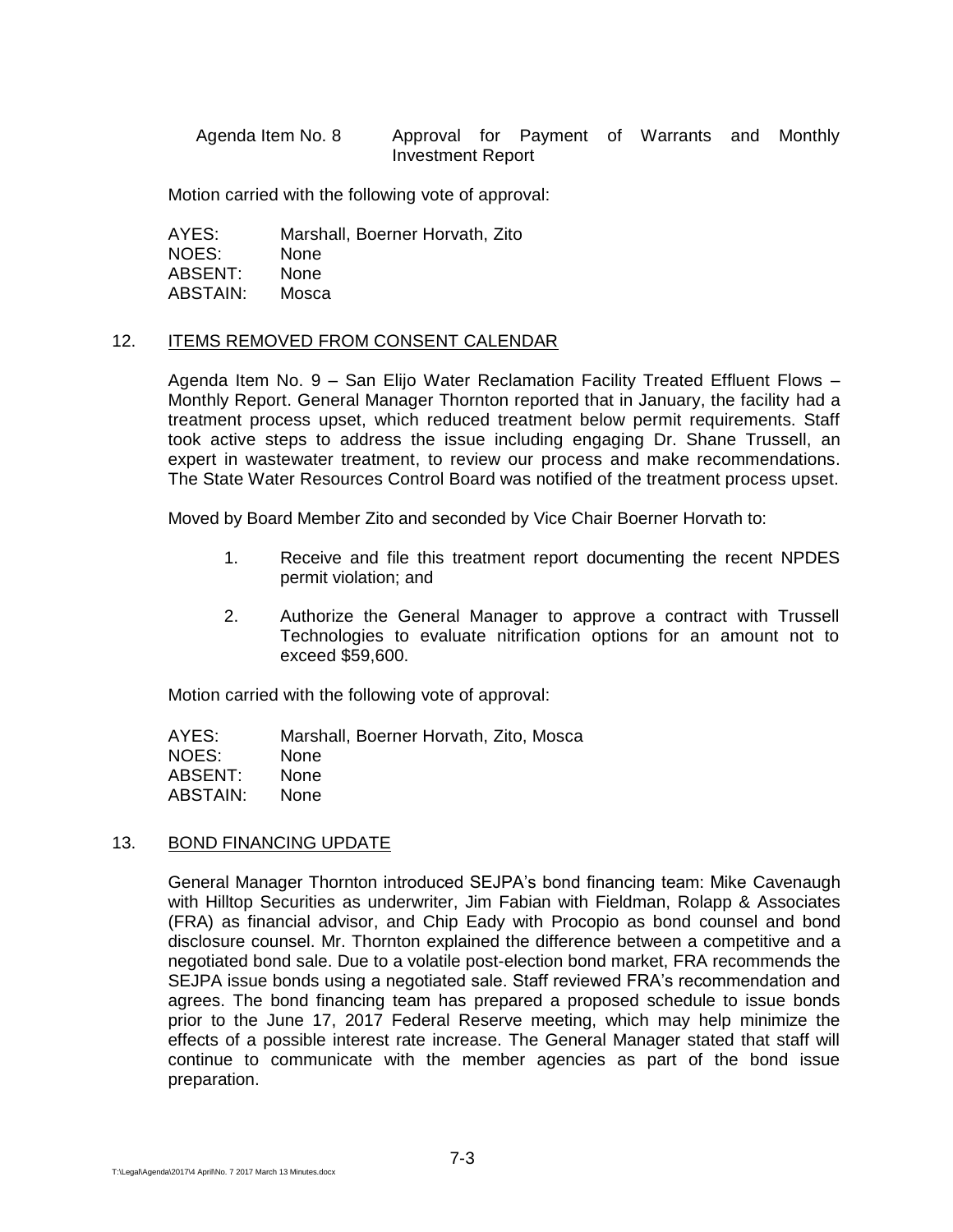Agenda Item No. 8 Approval for Payment of Warrants and Monthly Investment Report

Motion carried with the following vote of approval:

AYES: Marshall, Boerner Horvath, Zito
NOES: None
ABSENT: None
ABSTAIN: Mosca

## 12. ITEMS REMOVED FROM CONSENT CALENDAR

Agenda Item No. 9 – San Elijo Water Reclamation Facility Treated Effluent Flows – Monthly Report. General Manager Thornton reported that in January, the facility had a treatment process upset, which reduced treatment below permit requirements. Staff took active steps to address the issue including engaging Dr. Shane Trussell, an expert in wastewater treatment, to review our process and make recommendations. The State Water Resources Control Board was notified of the treatment process upset.

Moved by Board Member Zito and seconded by Vice Chair Boerner Horvath to:

1. Receive and file this treatment report documenting the recent NPDES permit violation; and
2. Authorize the General Manager to approve a contract with Trussell Technologies to evaluate nitrification options for an amount not to exceed $59,600.

Motion carried with the following vote of approval:

AYES: Marshall, Boerner Horvath, Zito, Mosca
NOES: None
ABSENT: None
ABSTAIN: None

## 13. BOND FINANCING UPDATE

General Manager Thornton introduced SEJPA's bond financing team: Mike Cavenaugh with Hilltop Securities as underwriter, Jim Fabian with Fieldman, Rolapp & Associates (FRA) as financial advisor, and Chip Eady with Procopio as bond counsel and bond disclosure counsel. Mr. Thornton explained the difference between a competitive and a negotiated bond sale. Due to a volatile post-election bond market, FRA recommends the SEJPA issue bonds using a negotiated sale. Staff reviewed FRA's recommendation and agrees. The bond financing team has prepared a proposed schedule to issue bonds prior to the June 17, 2017 Federal Reserve meeting, which may help minimize the effects of a possible interest rate increase. The General Manager stated that staff will continue to communicate with the member agencies as part of the bond issue preparation.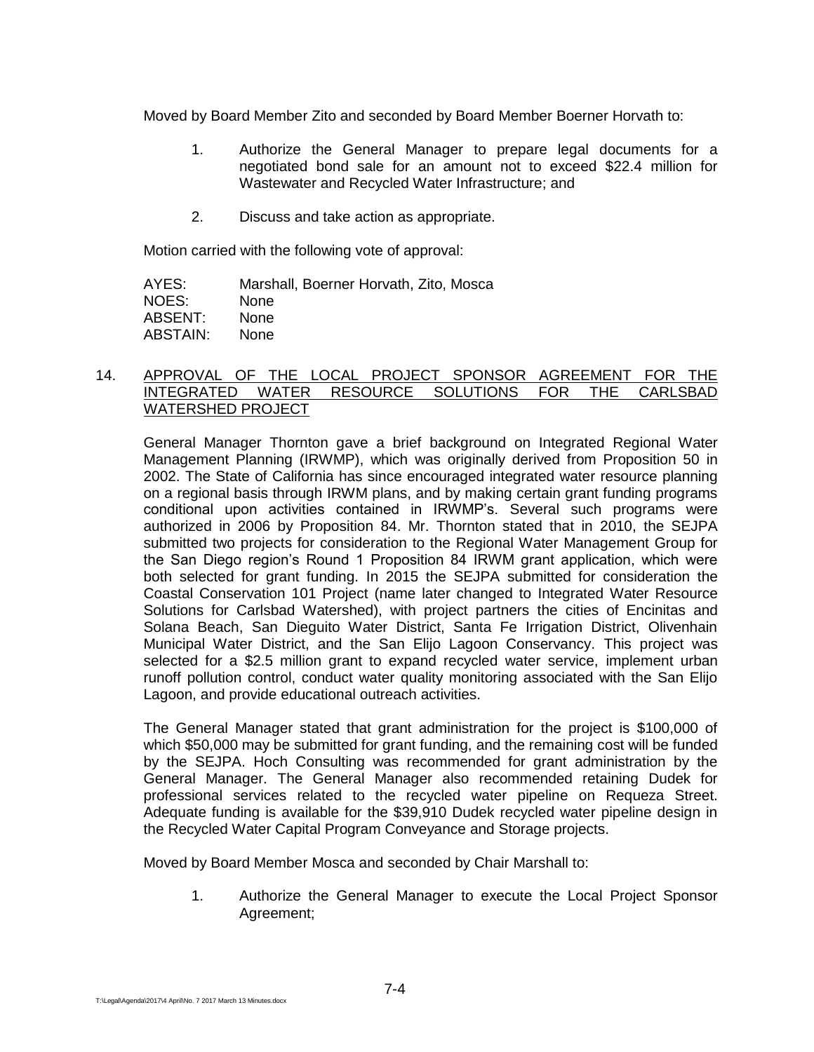Moved by Board Member Zito and seconded by Board Member Boerner Horvath to:

1. Authorize the General Manager to prepare legal documents for a negotiated bond sale for an amount not to exceed $22.4 million for Wastewater and Recycled Water Infrastructure; and
2. Discuss and take action as appropriate.

Motion carried with the following vote of approval:

| | |
|---|---|
| AYES: | Marshall, Boerner Horvath, Zito, Mosca |
| NOES: | None |
| ABSENT: | None |
| ABSTAIN: | None |

14. <u>APPROVAL OF THE LOCAL PROJECT SPONSOR AGREEMENT FOR THE INTEGRATED WATER RESOURCE SOLUTIONS FOR THE CARLSBAD WATERSHED PROJECT</u>

General Manager Thornton gave a brief background on Integrated Regional Water Management Planning (IRWMP), which was originally derived from Proposition 50 in 2002. The State of California has since encouraged integrated water resource planning on a regional basis through IRWM plans, and by making certain grant funding programs conditional upon activities contained in IRWMP's. Several such programs were authorized in 2006 by Proposition 84. Mr. Thornton stated that in 2010, the SEJPA submitted two projects for consideration to the Regional Water Management Group for the San Diego region's Round 1 Proposition 84 IRWM grant application, which were both selected for grant funding. In 2015 the SEJPA submitted for consideration the Coastal Conservation 101 Project (name later changed to Integrated Water Resource Solutions for Carlsbad Watershed), with project partners the cities of Encinitas and Solana Beach, San Dieguito Water District, Santa Fe Irrigation District, Olivenhain Municipal Water District, and the San Elijo Lagoon Conservancy. This project was selected for a $2.5 million grant to expand recycled water service, implement urban runoff pollution control, conduct water quality monitoring associated with the San Elijo Lagoon, and provide educational outreach activities.

The General Manager stated that grant administration for the project is $100,000 of which $50,000 may be submitted for grant funding, and the remaining cost will be funded by the SEJPA. Hoch Consulting was recommended for grant administration by the General Manager. The General Manager also recommended retaining Dudek for professional services related to the recycled water pipeline on Requeza Street. Adequate funding is available for the $39,910 Dudek recycled water pipeline design in the Recycled Water Capital Program Conveyance and Storage projects.

Moved by Board Member Mosca and seconded by Chair Marshall to:

1. Authorize the General Manager to execute the Local Project Sponsor Agreement;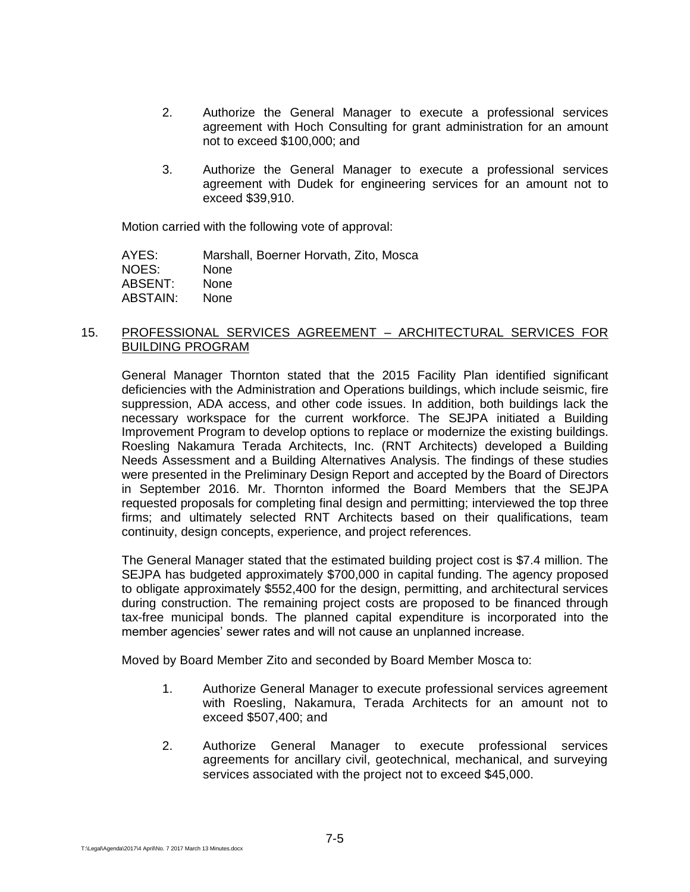2. Authorize the General Manager to execute a professional services agreement with Hoch Consulting for grant administration for an amount not to exceed $100,000; and

3. Authorize the General Manager to execute a professional services agreement with Dudek for engineering services for an amount not to exceed $39,910.

Motion carried with the following vote of approval:

AYES: Marshall, Boerner Horvath, Zito, Mosca
NOES: None
ABSENT: None
ABSTAIN: None

15. PROFESSIONAL SERVICES AGREEMENT – ARCHITECTURAL SERVICES FOR BUILDING PROGRAM

General Manager Thornton stated that the 2015 Facility Plan identified significant deficiencies with the Administration and Operations buildings, which include seismic, fire suppression, ADA access, and other code issues. In addition, both buildings lack the necessary workspace for the current workforce. The SEJPA initiated a Building Improvement Program to develop options to replace or modernize the existing buildings. Roesling Nakamura Terada Architects, Inc. (RNT Architects) developed a Building Needs Assessment and a Building Alternatives Analysis. The findings of these studies were presented in the Preliminary Design Report and accepted by the Board of Directors in September 2016. Mr. Thornton informed the Board Members that the SEJPA requested proposals for completing final design and permitting; interviewed the top three firms; and ultimately selected RNT Architects based on their qualifications, team continuity, design concepts, experience, and project references.

The General Manager stated that the estimated building project cost is $7.4 million. The SEJPA has budgeted approximately $700,000 in capital funding. The agency proposed to obligate approximately $552,400 for the design, permitting, and architectural services during construction. The remaining project costs are proposed to be financed through tax-free municipal bonds. The planned capital expenditure is incorporated into the member agencies' sewer rates and will not cause an unplanned increase.

Moved by Board Member Zito and seconded by Board Member Mosca to:

1. Authorize General Manager to execute professional services agreement with Roesling, Nakamura, Terada Architects for an amount not to exceed $507,400; and

2. Authorize General Manager to execute professional services agreements for ancillary civil, geotechnical, mechanical, and surveying services associated with the project not to exceed $45,000.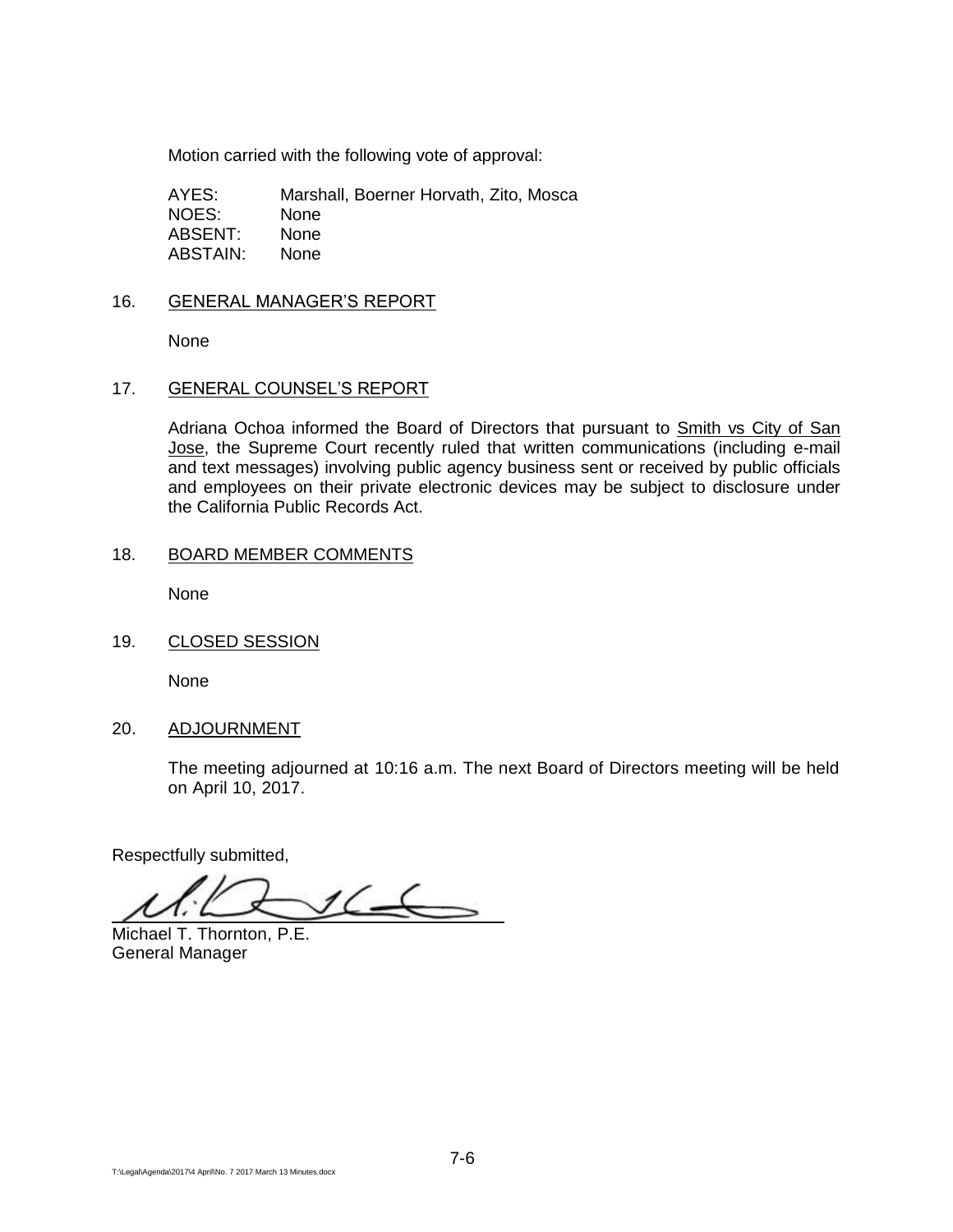Motion carried with the following vote of approval:

| | |
|---|---|
| AYES: | Marshall, Boerner Horvath, Zito, Mosca |
| NOES: | None |
| ABSENT: | None |
| ABSTAIN: | None |

16. GENERAL MANAGER'S REPORT

    None

17. GENERAL COUNSEL'S REPORT

    Adriana Ochoa informed the Board of Directors that pursuant to Smith vs City of San Jose, the Supreme Court recently ruled that written communications (including e-mail and text messages) involving public agency business sent or received by public officials and employees on their private electronic devices may be subject to disclosure under the California Public Records Act.

18. BOARD MEMBER COMMENTS

    None

19. CLOSED SESSION

    None

20. ADJOURNMENT

    The meeting adjourned at 10:16 a.m. The next Board of Directors meeting will be held on April 10, 2017.

Respectfully submitted,

Michael T. Thornton, P.E.
General Manager

T:\Legal\Agenda\2017\4 April\No. 7 2017 March 13 Minutes.docx